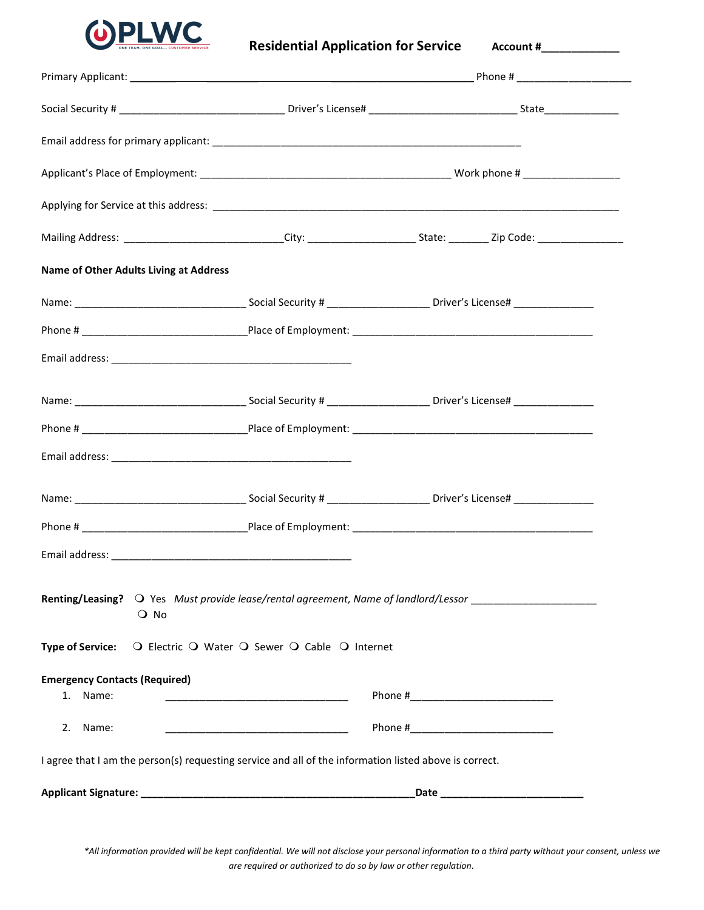PLWC
ONE TEAM, ONE GOAL... CUSTOMER SERVICE

# Residential Application for Service

**Account #____________**

Primary Applicant: ________________________________________________________ Phone # ____________________

Social Security # ____________________________ Driver's License# _________________________ State_____________

Email address for primary applicant: ____________________________________________________

Applicant's Place of Employment: ___________________________________________ Work phone # ________________

Applying for Service at this address: ______________________________________________________________________

Mailing Address: ___________________________City: __________________ State: _______ Zip Code: _______________

**Name of Other Adults Living at Address**

Name: ______________________________ Social Security # _________________ Driver's License# ______________

Phone # ____________________________Place of Employment: _________________________________________

Email address: __________________________________________

Name: ______________________________ Social Security # _________________ Driver's License# ______________

Phone # ____________________________Place of Employment: _________________________________________

Email address: __________________________________________

Name: ______________________________ Social Security # _________________ Driver's License# ______________

Phone # ____________________________Place of Employment: _________________________________________

Email address: __________________________________________

**Renting/Leasing?** ❍ Yes *Must provide lease/rental agreement, Name of landlord/Lessor* ______________________
❍ No

**Type of Service:** ❍ Electric ❍ Water ❍ Sewer ❍ Cable ❍ Internet

**Emergency Contacts (Required)**

1. Name: ________________________________ Phone #_________________________
2. Name: ________________________________ Phone #_________________________

I agree that I am the person(s) requesting service and all of the information listed above is correct.

**Applicant Signature: ________________________________________________Date _________________________**

*\*All information provided will be kept confidential. We will not disclose your personal information to a third party without your consent, unless we are required or authorized to do so by law or other regulation.*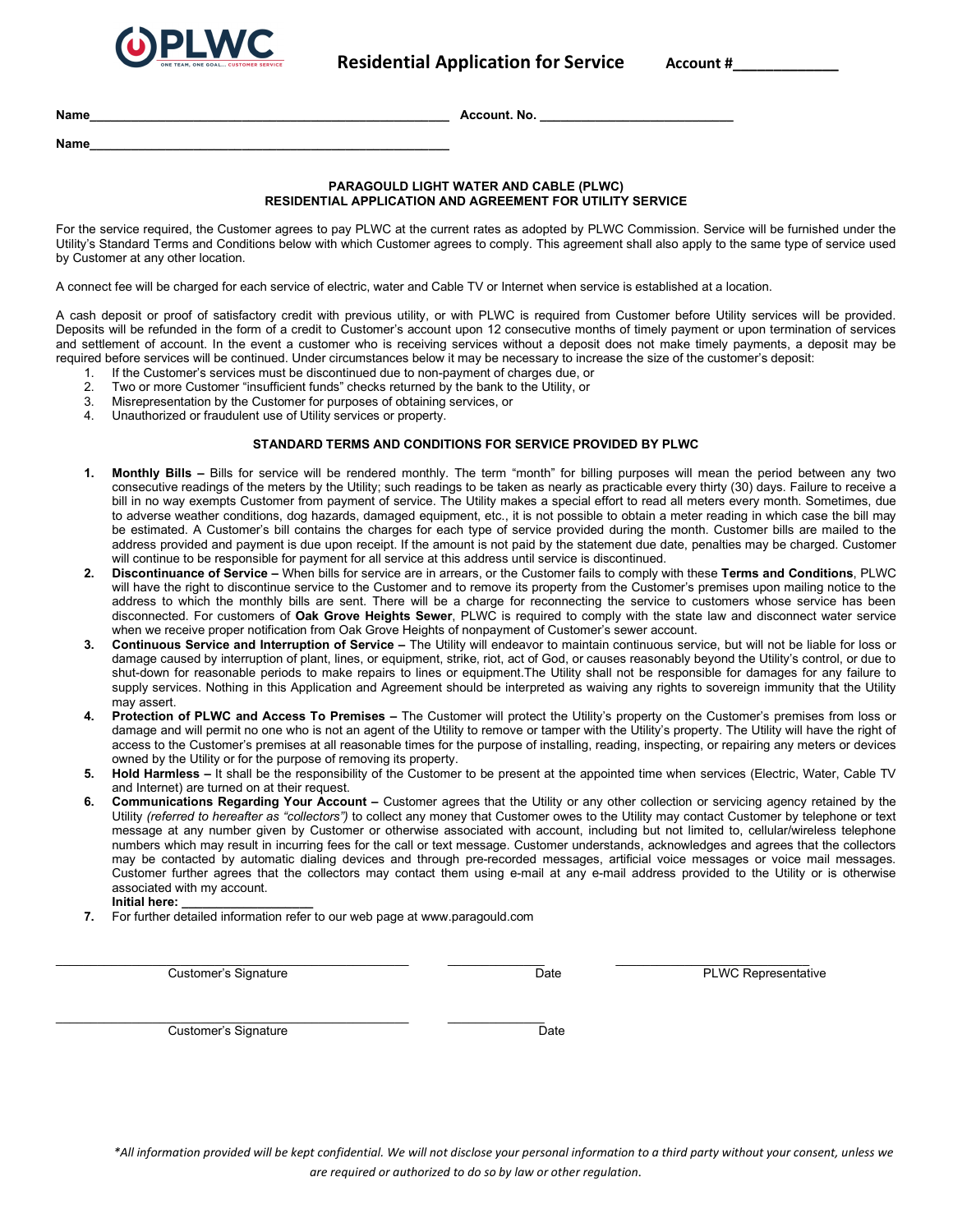PLWC
ONE TEAM, ONE GOAL... CUSTOMER SERVICE

**Residential Application for Service** **Account #\_\_\_\_\_\_\_\_\_\_\_\_\_**

**Name**\_\_\_\_\_\_\_\_\_\_\_\_\_\_\_\_\_\_\_\_\_\_\_\_\_\_\_\_\_\_\_\_\_\_\_\_\_\_\_\_\_\_\_\_\_\_\_\_ **Account. No.** \_\_\_\_\_\_\_\_\_\_\_\_\_\_\_\_\_\_\_\_\_\_\_\_\_\_\_

**Name**\_\_\_\_\_\_\_\_\_\_\_\_\_\_\_\_\_\_\_\_\_\_\_\_\_\_\_\_\_\_\_\_\_\_\_\_\_\_\_\_\_\_\_\_\_\_\_\_

**PARAGOULD LIGHT WATER AND CABLE (PLWC)**
**RESIDENTIAL APPLICATION AND AGREEMENT FOR UTILITY SERVICE**

For the service required, the Customer agrees to pay PLWC at the current rates as adopted by PLWC Commission. Service will be furnished under the Utility's Standard Terms and Conditions below with which Customer agrees to comply. This agreement shall also apply to the same type of service used by Customer at any other location.

A connect fee will be charged for each service of electric, water and Cable TV or Internet when service is established at a location.

A cash deposit or proof of satisfactory credit with previous utility, or with PLWC is required from Customer before Utility services will be provided. Deposits will be refunded in the form of a credit to Customer's account upon 12 consecutive months of timely payment or upon termination of services and settlement of account. In the event a customer who is receiving services without a deposit does not make timely payments, a deposit may be required before services will be continued. Under circumstances below it may be necessary to increase the size of the customer's deposit:

1. If the Customer's services must be discontinued due to non-payment of charges due, or
2. Two or more Customer "insufficient funds" checks returned by the bank to the Utility, or
3. Misrepresentation by the Customer for purposes of obtaining services, or
4. Unauthorized or fraudulent use of Utility services or property.

**STANDARD TERMS AND CONDITIONS FOR SERVICE PROVIDED BY PLWC**

1. **Monthly Bills –** Bills for service will be rendered monthly. The term "month" for billing purposes will mean the period between any two consecutive readings of the meters by the Utility; such readings to be taken as nearly as practicable every thirty (30) days. Failure to receive a bill in no way exempts Customer from payment of service. The Utility makes a special effort to read all meters every month. Sometimes, due to adverse weather conditions, dog hazards, damaged equipment, etc., it is not possible to obtain a meter reading in which case the bill may be estimated. A Customer's bill contains the charges for each type of service provided during the month. Customer bills are mailed to the address provided and payment is due upon receipt. If the amount is not paid by the statement due date, penalties may be charged. Customer will continue to be responsible for payment for all service at this address until service is discontinued.
2. **Discontinuance of Service –** When bills for service are in arrears, or the Customer fails to comply with these **Terms and Conditions**, PLWC will have the right to discontinue service to the Customer and to remove its property from the Customer's premises upon mailing notice to the address to which the monthly bills are sent. There will be a charge for reconnecting the service to customers whose service has been disconnected. For customers of **Oak Grove Heights Sewer**, PLWC is required to comply with the state law and disconnect water service when we receive proper notification from Oak Grove Heights of nonpayment of Customer's sewer account.
3. **Continuous Service and Interruption of Service –** The Utility will endeavor to maintain continuous service, but will not be liable for loss or damage caused by interruption of plant, lines, or equipment, strike, riot, act of God, or causes reasonably beyond the Utility's control, or due to shut-down for reasonable periods to make repairs to lines or equipment.The Utility shall not be responsible for damages for any failure to supply services. Nothing in this Application and Agreement should be interpreted as waiving any rights to sovereign immunity that the Utility may assert.
4. **Protection of PLWC and Access To Premises –** The Customer will protect the Utility's property on the Customer's premises from loss or damage and will permit no one who is not an agent of the Utility to remove or tamper with the Utility's property. The Utility will have the right of access to the Customer's premises at all reasonable times for the purpose of installing, reading, inspecting, or repairing any meters or devices owned by the Utility or for the purpose of removing its property.
5. **Hold Harmless –** It shall be the responsibility of the Customer to be present at the appointed time when services (Electric, Water, Cable TV and Internet) are turned on at their request.
6. **Communications Regarding Your Account –** Customer agrees that the Utility or any other collection or servicing agency retained by the Utility *(referred to hereafter as "collectors")* to collect any money that Customer owes to the Utility may contact Customer by telephone or text message at any number given by Customer or otherwise associated with account, including but not limited to, cellular/wireless telephone numbers which may result in incurring fees for the call or text message. Customer understands, acknowledges and agrees that the collectors may be contacted by automatic dialing devices and through pre-recorded messages, artificial voice messages or voice mail messages. Customer further agrees that the collectors may contact them using e-mail at any e-mail address provided to the Utility or is otherwise associated with my account.
   **Initial here: \_\_\_\_\_\_\_\_\_\_\_\_\_\_\_\_\_\_\_**
7. For further detailed information refer to our web page at www.paragould.com

\_\_\_\_\_\_\_\_\_\_\_\_\_\_\_\_\_\_\_\_\_\_\_\_\_\_\_\_\_\_\_\_\_\_\_\_\_\_ \_\_\_\_\_\_\_\_\_\_\_\_\_\_ \_\_\_\_\_\_\_\_\_\_\_\_\_\_\_\_\_\_\_\_\_\_\_\_\_\_\_\_
Customer's Signature Date PLWC Representative

\_\_\_\_\_\_\_\_\_\_\_\_\_\_\_\_\_\_\_\_\_\_\_\_\_\_\_\_\_\_\_\_\_\_\_\_\_\_ \_\_\_\_\_\_\_\_\_\_\_\_\_\_
Customer's Signature Date

*\*All information provided will be kept confidential. We will not disclose your personal information to a third party without your consent, unless we are required or authorized to do so by law or other regulation.*